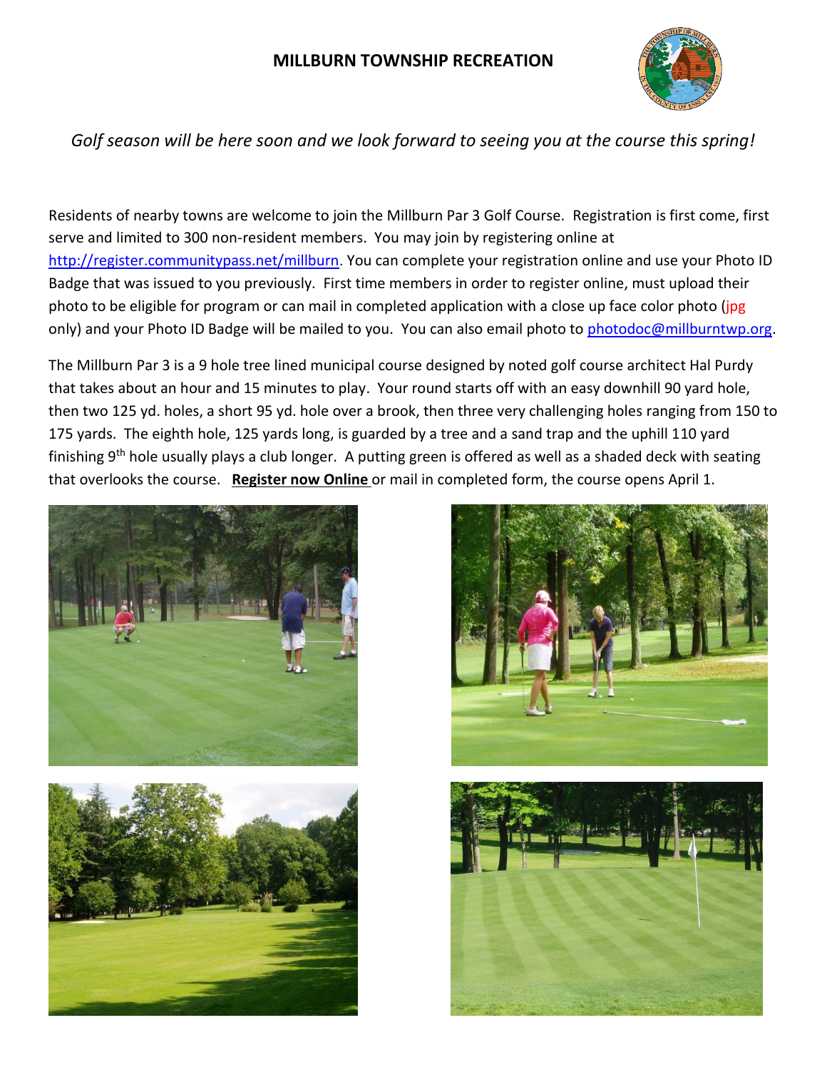# MILLBURN TOWNSHIP RECREATION

*Golf season will be here soon and we look forward to seeing you at the course this spring!*

Residents of nearby towns are welcome to join the Millburn Par 3 Golf Course. Registration is first come, first serve and limited to 300 non-resident members. You may join by registering online at http://register.communitypass.net/millburn. You can complete your registration online and use your Photo ID Badge that was issued to you previously. First time members in order to register online, must upload their photo to be eligible for program or can mail in completed application with a close up face color photo (jpg only) and your Photo ID Badge will be mailed to you. You can also email photo to photodoc@millburntwp.org.

The Millburn Par 3 is a 9 hole tree lined municipal course designed by noted golf course architect Hal Purdy that takes about an hour and 15 minutes to play. Your round starts off with an easy downhill 90 yard hole, then two 125 yd. holes, a short 95 yd. hole over a brook, then three very challenging holes ranging from 150 to 175 yards. The eighth hole, 125 yards long, is guarded by a tree and a sand trap and the uphill 110 yard finishing 9th hole usually plays a club longer. A putting green is offered as well as a shaded deck with seating that overlooks the course. **Register now Online** or mail in completed form, the course opens April 1.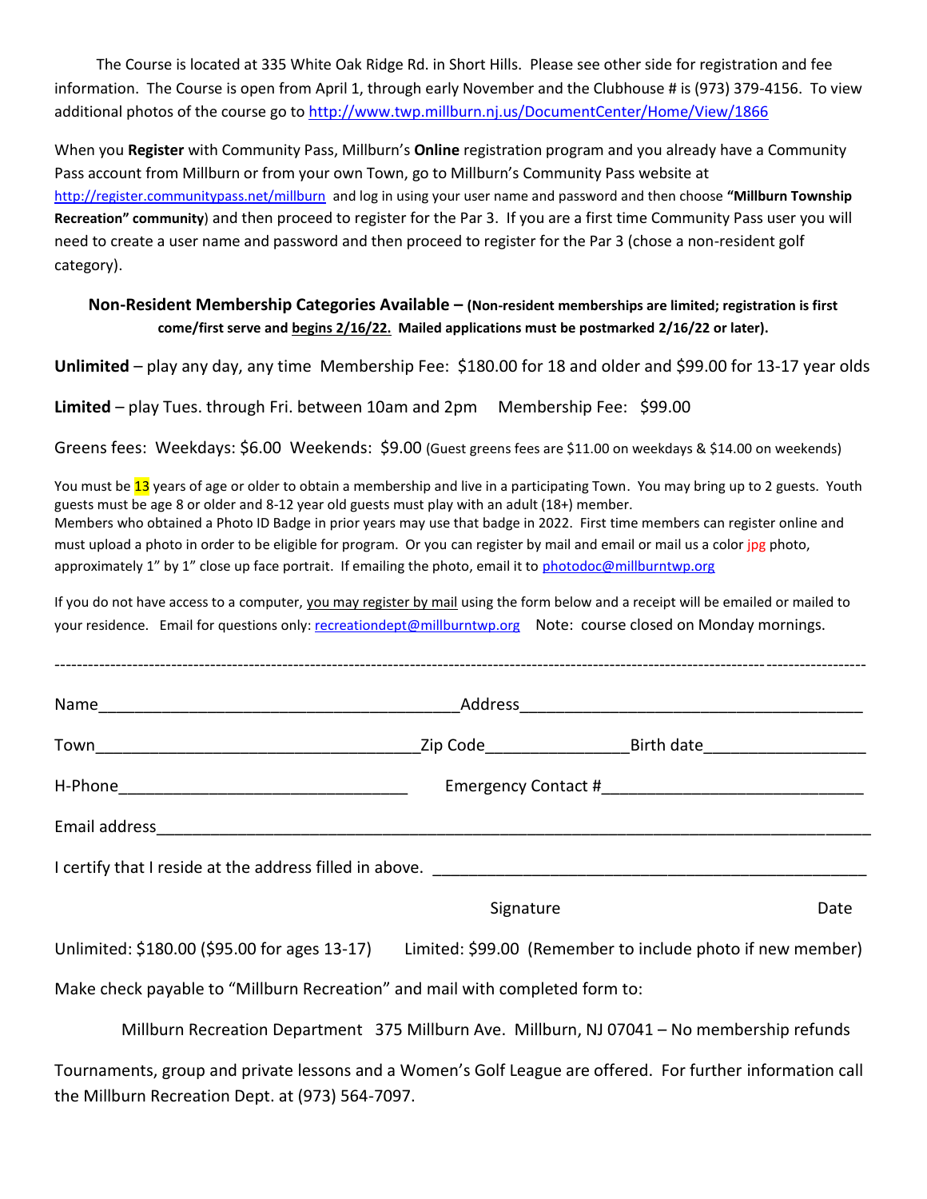The Course is located at 335 White Oak Ridge Rd. in Short Hills. Please see other side for registration and fee information. The Course is open from April 1, through early November and the Clubhouse # is (973) 379-4156. To view additional photos of the course go to http://www.twp.millburn.nj.us/DocumentCenter/Home/View/1866

When you **Register** with Community Pass, Millburn's **Online** registration program and you already have a Community Pass account from Millburn or from your own Town, go to Millburn's Community Pass website at http://register.communitypass.net/millburn and log in using your user name and password and then choose **"Millburn Township Recreation" community**) and then proceed to register for the Par 3. If you are a first time Community Pass user you will need to create a user name and password and then proceed to register for the Par 3 (chose a non-resident golf category).

**Non-Resident Membership Categories Available – (Non-resident memberships are limited; registration is first come/first serve and begins 2/16/22. Mailed applications must be postmarked 2/16/22 or later).**

**Unlimited** – play any day, any time Membership Fee: $180.00 for 18 and older and $99.00 for 13-17 year olds

**Limited** – play Tues. through Fri. between 10am and 2pm Membership Fee: $99.00

Greens fees: Weekdays: $6.00 Weekends: $9.00 (Guest greens fees are $11.00 on weekdays & $14.00 on weekends)

You must be 13 years of age or older to obtain a membership and live in a participating Town. You may bring up to 2 guests. Youth guests must be age 8 or older and 8-12 year old guests must play with an adult (18+) member.
Members who obtained a Photo ID Badge in prior years may use that badge in 2022. First time members can register online and must upload a photo in order to be eligible for program. Or you can register by mail and email or mail us a color jpg photo, approximately 1" by 1" close up face portrait. If emailing the photo, email it to photodoc@millburntwp.org

If you do not have access to a computer, you may register by mail using the form below and a receipt will be emailed or mailed to your residence. Email for questions only: recreationdept@millburntwp.org Note: course closed on Monday mornings.

---

Name__________________________________________Address________________________________________

Town_____________________________________Zip Code________________Birth date__________________

H-Phone_________________________________ Emergency Contact #______________________________

Email address_______________________________________________________________________________

I certify that I reside at the address filled in above. _________________________________________________

Signature Date

Unlimited: $180.00 ($95.00 for ages 13-17) Limited: $99.00 (Remember to include photo if new member)

Make check payable to "Millburn Recreation" and mail with completed form to:

Millburn Recreation Department 375 Millburn Ave. Millburn, NJ 07041 – No membership refunds

Tournaments, group and private lessons and a Women's Golf League are offered. For further information call the Millburn Recreation Dept. at (973) 564-7097.